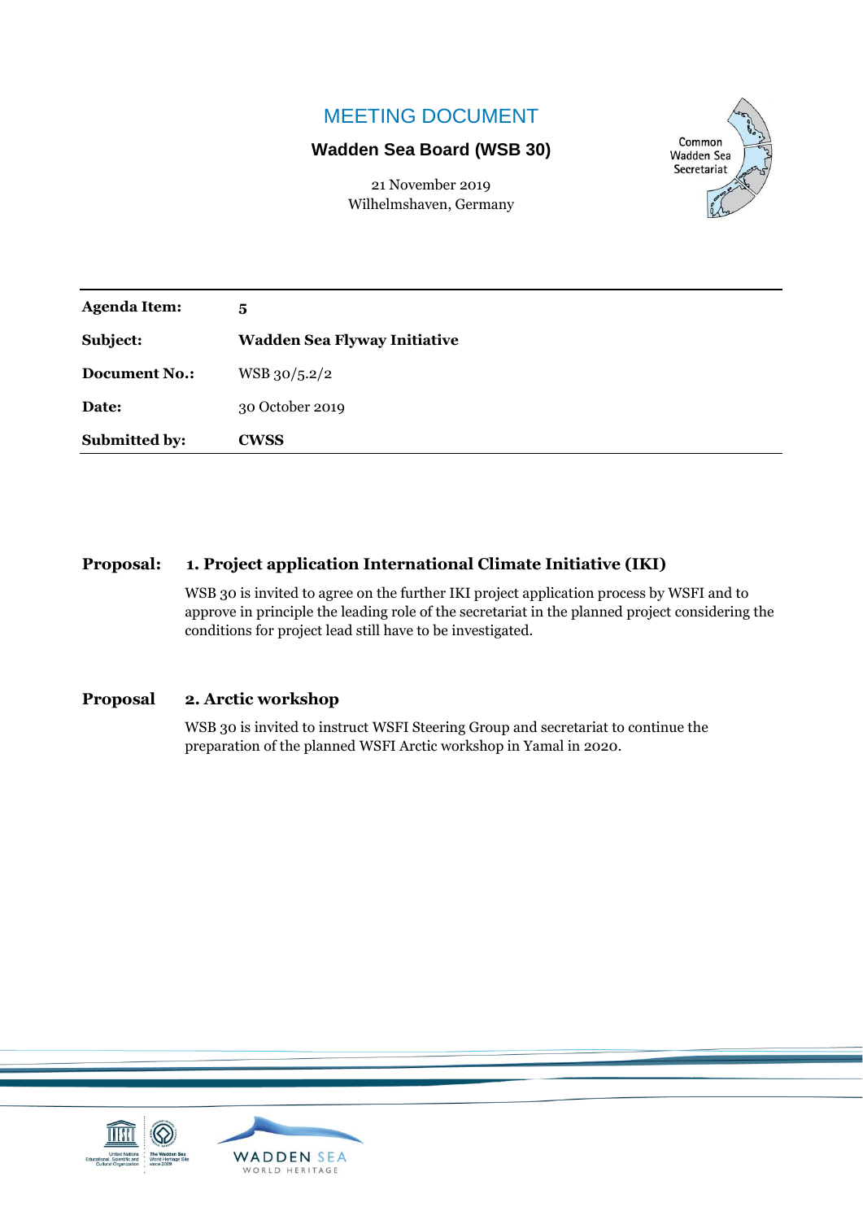# MEETING DOCUMENT

**Wadden Sea Board (WSB 30)**

21 November 2019
Wilhelmshaven, Germany

| | |
|---|---|
| **Agenda Item:** | **5** |
| **Subject:** | **Wadden Sea Flyway Initiative** |
| **Document No.:** | WSB 30/5.2/2 |
| **Date:** | 30 October 2019 |
| **Submitted by:** | **CWSS** |

**Proposal:** **1. Project application International Climate Initiative (IKI)**

WSB 30 is invited to agree on the further IKI project application process by WSFI and to approve in principle the leading role of the secretariat in the planned project considering the conditions for project lead still have to be investigated.

**Proposal** **2. Arctic workshop**

WSB 30 is invited to instruct WSFI Steering Group and secretariat to continue the preparation of the planned WSFI Arctic workshop in Yamal in 2020.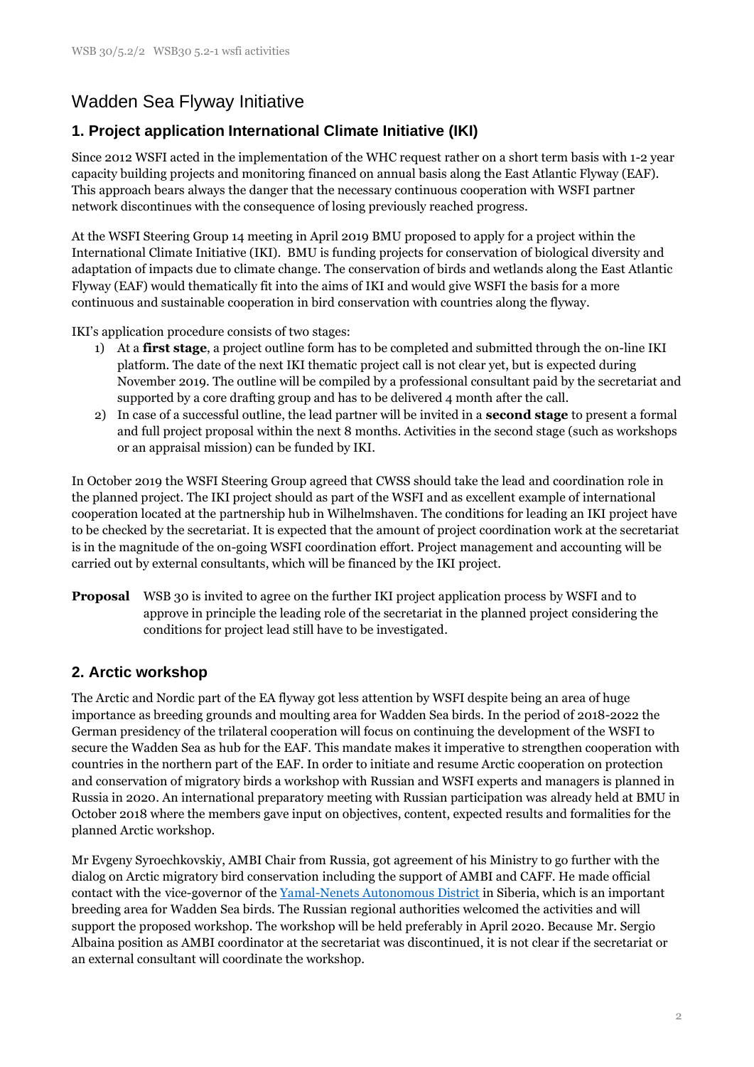# Wadden Sea Flyway Initiative

## 1. Project application International Climate Initiative (IKI)

Since 2012 WSFI acted in the implementation of the WHC request rather on a short term basis with 1-2 year capacity building projects and monitoring financed on annual basis along the East Atlantic Flyway (EAF). This approach bears always the danger that the necessary continuous cooperation with WSFI partner network discontinues with the consequence of losing previously reached progress.

At the WSFI Steering Group 14 meeting in April 2019 BMU proposed to apply for a project within the International Climate Initiative (IKI). BMU is funding projects for conservation of biological diversity and adaptation of impacts due to climate change. The conservation of birds and wetlands along the East Atlantic Flyway (EAF) would thematically fit into the aims of IKI and would give WSFI the basis for a more continuous and sustainable cooperation in bird conservation with countries along the flyway.

IKI's application procedure consists of two stages:

1) At a **first stage**, a project outline form has to be completed and submitted through the on-line IKI platform. The date of the next IKI thematic project call is not clear yet, but is expected during November 2019. The outline will be compiled by a professional consultant paid by the secretariat and supported by a core drafting group and has to be delivered 4 month after the call.
2) In case of a successful outline, the lead partner will be invited in a **second stage** to present a formal and full project proposal within the next 8 months. Activities in the second stage (such as workshops or an appraisal mission) can be funded by IKI.

In October 2019 the WSFI Steering Group agreed that CWSS should take the lead and coordination role in the planned project. The IKI project should as part of the WSFI and as excellent example of international cooperation located at the partnership hub in Wilhelmshaven. The conditions for leading an IKI project have to be checked by the secretariat. It is expected that the amount of project coordination work at the secretariat is in the magnitude of the on-going WSFI coordination effort. Project management and accounting will be carried out by external consultants, which will be financed by the IKI project.

**Proposal** WSB 30 is invited to agree on the further IKI project application process by WSFI and to approve in principle the leading role of the secretariat in the planned project considering the conditions for project lead still have to be investigated.

## 2. Arctic workshop

The Arctic and Nordic part of the EA flyway got less attention by WSFI despite being an area of huge importance as breeding grounds and moulting area for Wadden Sea birds. In the period of 2018-2022 the German presidency of the trilateral cooperation will focus on continuing the development of the WSFI to secure the Wadden Sea as hub for the EAF. This mandate makes it imperative to strengthen cooperation with countries in the northern part of the EAF. In order to initiate and resume Arctic cooperation on protection and conservation of migratory birds a workshop with Russian and WSFI experts and managers is planned in Russia in 2020. An international preparatory meeting with Russian participation was already held at BMU in October 2018 where the members gave input on objectives, content, expected results and formalities for the planned Arctic workshop.

Mr Evgeny Syroechkovskiy, AMBI Chair from Russia, got agreement of his Ministry to go further with the dialog on Arctic migratory bird conservation including the support of AMBI and CAFF. He made official contact with the vice-governor of the Yamal-Nenets Autonomous District in Siberia, which is an important breeding area for Wadden Sea birds. The Russian regional authorities welcomed the activities and will support the proposed workshop. The workshop will be held preferably in April 2020. Because Mr. Sergio Albaina position as AMBI coordinator at the secretariat was discontinued, it is not clear if the secretariat or an external consultant will coordinate the workshop.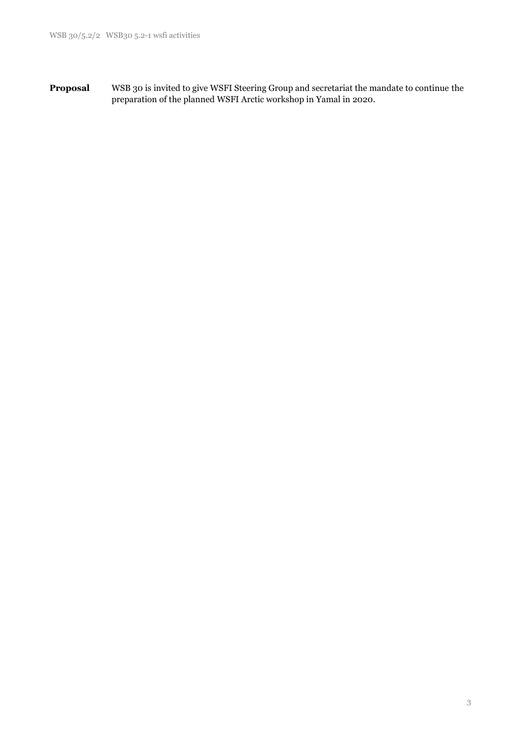**Proposal** WSB 30 is invited to give WSFI Steering Group and secretariat the mandate to continue the preparation of the planned WSFI Arctic workshop in Yamal in 2020.